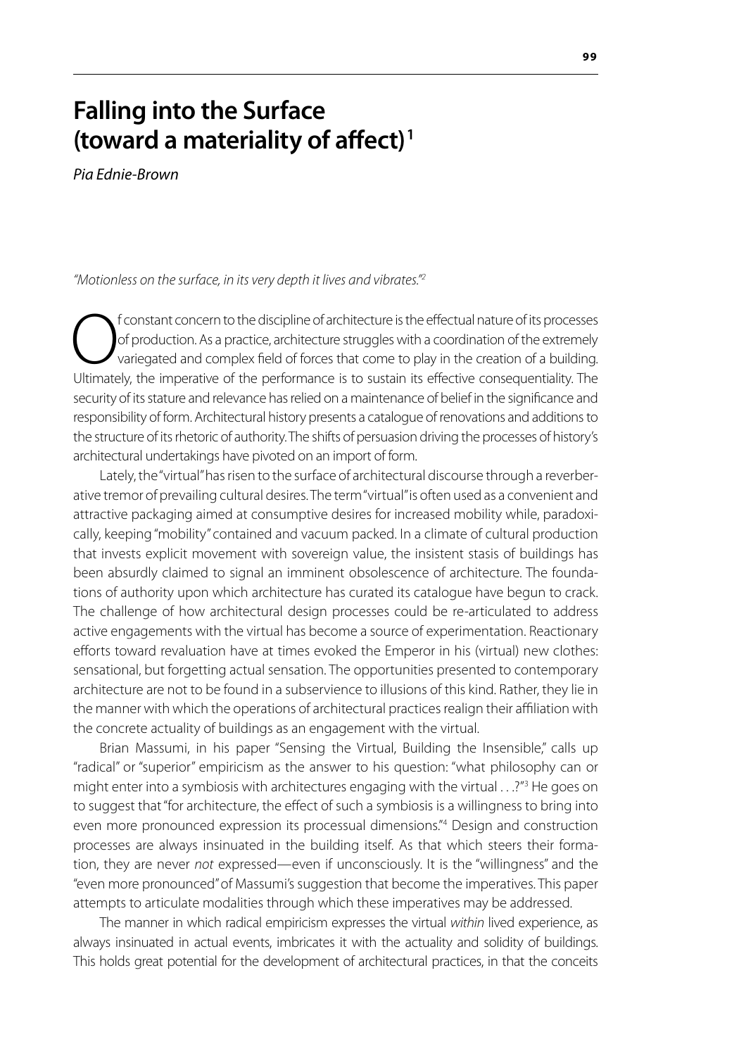# Falling into the Surface (toward a materiality of affect)[1]

*Pia Ednie-Brown*

*"Motionless on the surface, in its very depth it lives and vibrates."*[2]

Of constant concern to the discipline of architecture is the effectual nature of its processes of production. As a practice, architecture struggles with a coordination of the extremely variegated and complex field of forces that come to play in the creation of a building. Ultimately, the imperative of the performance is to sustain its effective consequentiality. The security of its stature and relevance has relied on a maintenance of belief in the significance and responsibility of form. Architectural history presents a catalogue of renovations and additions to the structure of its rhetoric of authority. The shifts of persuasion driving the processes of history's architectural undertakings have pivoted on an import of form.

Lately, the "virtual" has risen to the surface of architectural discourse through a reverberative tremor of prevailing cultural desires. The term "virtual" is often used as a convenient and attractive packaging aimed at consumptive desires for increased mobility while, paradoxically, keeping "mobility" contained and vacuum packed. In a climate of cultural production that invests explicit movement with sovereign value, the insistent stasis of buildings has been absurdly claimed to signal an imminent obsolescence of architecture. The foundations of authority upon which architecture has curated its catalogue have begun to crack. The challenge of how architectural design processes could be re-articulated to address active engagements with the virtual has become a source of experimentation. Reactionary efforts toward revaluation have at times evoked the Emperor in his (virtual) new clothes: sensational, but forgetting actual sensation. The opportunities presented to contemporary architecture are not to be found in a subservience to illusions of this kind. Rather, they lie in the manner with which the operations of architectural practices realign their affiliation with the concrete actuality of buildings as an engagement with the virtual.

Brian Massumi, in his paper "Sensing the Virtual, Building the Insensible," calls up "radical" or "superior" empiricism as the answer to his question: "what philosophy can or might enter into a symbiosis with architectures engaging with the virtual . . .?"[3] He goes on to suggest that "for architecture, the effect of such a symbiosis is a willingness to bring into even more pronounced expression its processual dimensions."[4] Design and construction processes are always insinuated in the building itself. As that which steers their formation, they are never *not* expressed—even if unconsciously. It is the "willingness" and the "even more pronounced" of Massumi's suggestion that become the imperatives. This paper attempts to articulate modalities through which these imperatives may be addressed.

The manner in which radical empiricism expresses the virtual *within* lived experience, as always insinuated in actual events, imbricates it with the actuality and solidity of buildings. This holds great potential for the development of architectural practices, in that the conceits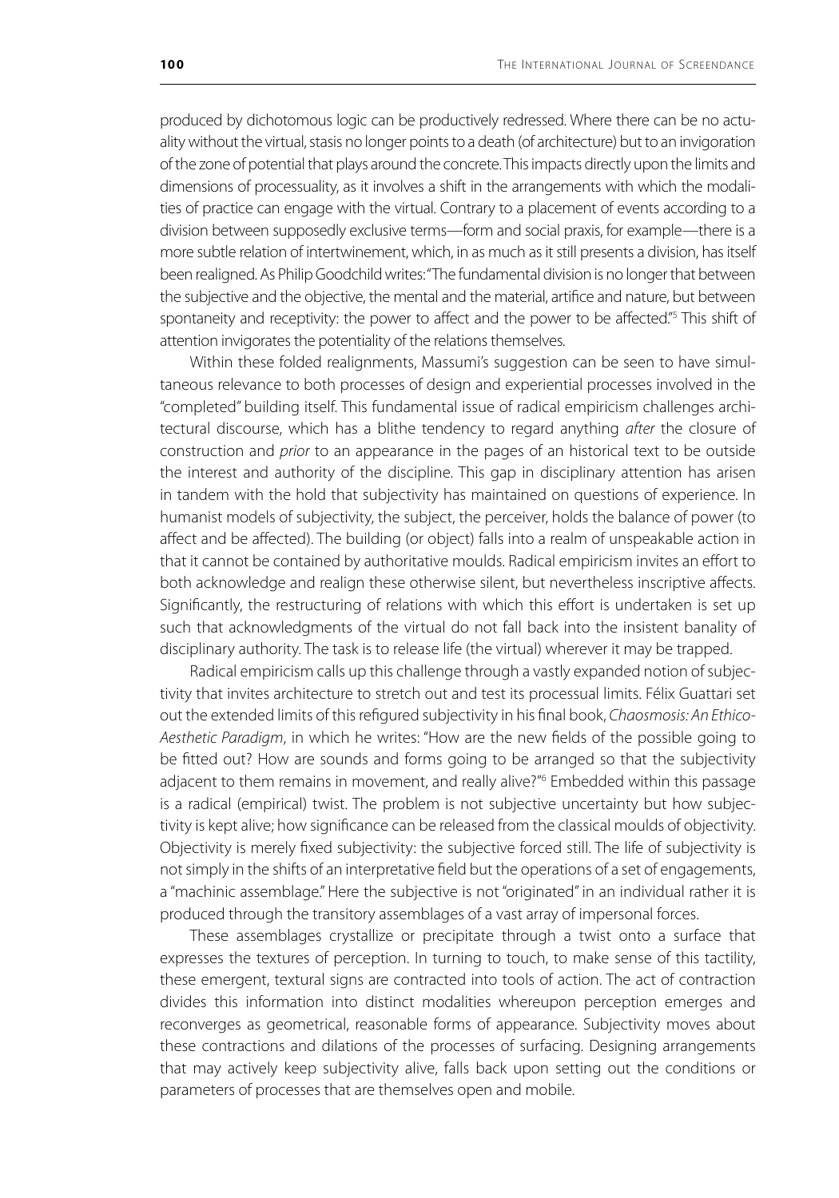produced by dichotomous logic can be productively redressed. Where there can be no actuality without the virtual, stasis no longer points to a death (of architecture) but to an invigoration of the zone of potential that plays around the concrete. This impacts directly upon the limits and dimensions of processuality, as it involves a shift in the arrangements with which the modalities of practice can engage with the virtual. Contrary to a placement of events according to a division between supposedly exclusive terms—form and social praxis, for example—there is a more subtle relation of intertwinement, which, in as much as it still presents a division, has itself been realigned. As Philip Goodchild writes: "The fundamental division is no longer that between the subjective and the objective, the mental and the material, artifice and nature, but between spontaneity and receptivity: the power to affect and the power to be affected."[5] This shift of attention invigorates the potentiality of the relations themselves.

Within these folded realignments, Massumi's suggestion can be seen to have simultaneous relevance to both processes of design and experiential processes involved in the "completed" building itself. This fundamental issue of radical empiricism challenges architectural discourse, which has a blithe tendency to regard anything *after* the closure of construction and *prior* to an appearance in the pages of an historical text to be outside the interest and authority of the discipline. This gap in disciplinary attention has arisen in tandem with the hold that subjectivity has maintained on questions of experience. In humanist models of subjectivity, the subject, the perceiver, holds the balance of power (to affect and be affected). The building (or object) falls into a realm of unspeakable action in that it cannot be contained by authoritative moulds. Radical empiricism invites an effort to both acknowledge and realign these otherwise silent, but nevertheless inscriptive affects. Significantly, the restructuring of relations with which this effort is undertaken is set up such that acknowledgments of the virtual do not fall back into the insistent banality of disciplinary authority. The task is to release life (the virtual) wherever it may be trapped.

Radical empiricism calls up this challenge through a vastly expanded notion of subjectivity that invites architecture to stretch out and test its processual limits. Félix Guattari set out the extended limits of this refigured subjectivity in his final book, *Chaosmosis: An Ethico-Aesthetic Paradigm*, in which he writes: "How are the new fields of the possible going to be fitted out? How are sounds and forms going to be arranged so that the subjectivity adjacent to them remains in movement, and really alive?"[6] Embedded within this passage is a radical (empirical) twist. The problem is not subjective uncertainty but how subjectivity is kept alive; how significance can be released from the classical moulds of objectivity. Objectivity is merely fixed subjectivity: the subjective forced still. The life of subjectivity is not simply in the shifts of an interpretative field but the operations of a set of engagements, a "machinic assemblage." Here the subjective is not "originated" in an individual rather it is produced through the transitory assemblages of a vast array of impersonal forces.

These assemblages crystallize or precipitate through a twist onto a surface that expresses the textures of perception. In turning to touch, to make sense of this tactility, these emergent, textural signs are contracted into tools of action. The act of contraction divides this information into distinct modalities whereupon perception emerges and reconverges as geometrical, reasonable forms of appearance. Subjectivity moves about these contractions and dilations of the processes of surfacing. Designing arrangements that may actively keep subjectivity alive, falls back upon setting out the conditions or parameters of processes that are themselves open and mobile.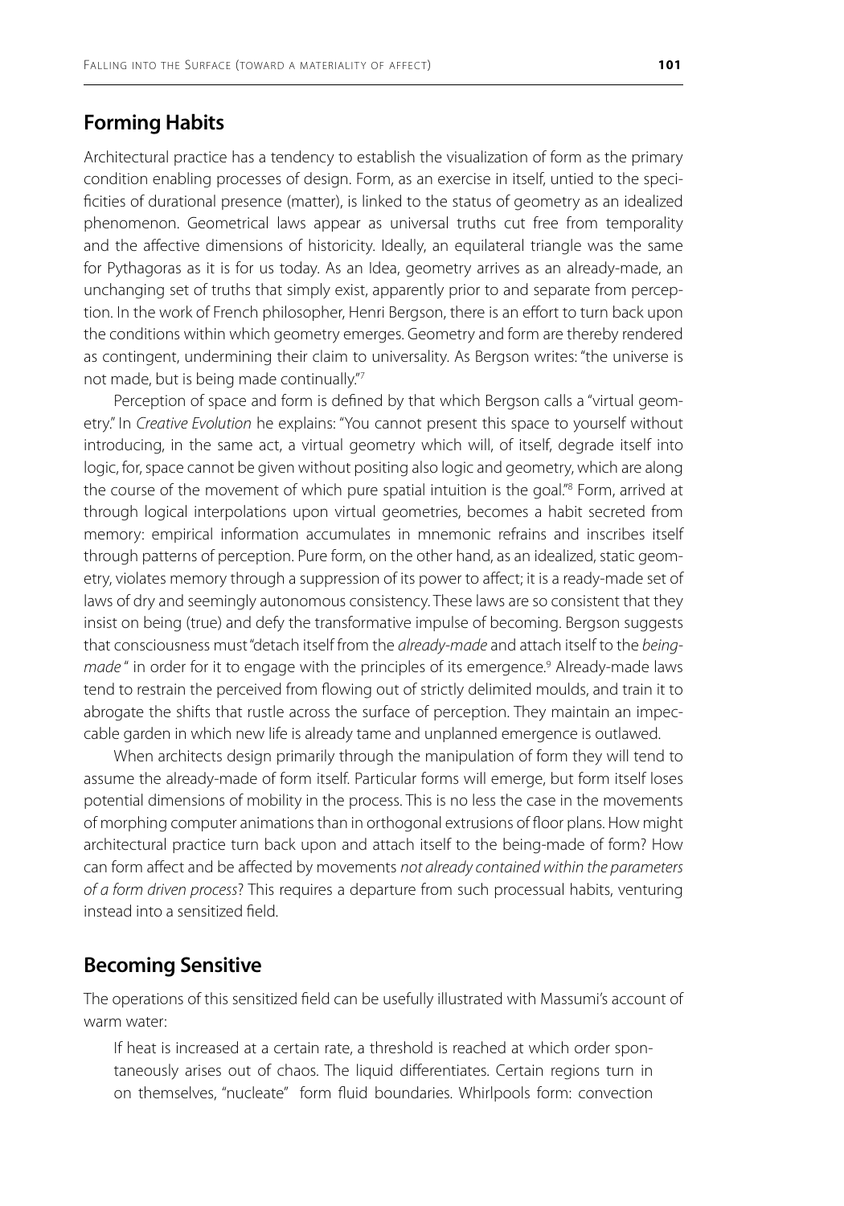## Forming Habits

Architectural practice has a tendency to establish the visualization of form as the primary condition enabling processes of design. Form, as an exercise in itself, untied to the specificities of durational presence (matter), is linked to the status of geometry as an idealized phenomenon. Geometrical laws appear as universal truths cut free from temporality and the affective dimensions of historicity. Ideally, an equilateral triangle was the same for Pythagoras as it is for us today. As an Idea, geometry arrives as an already-made, an unchanging set of truths that simply exist, apparently prior to and separate from perception. In the work of French philosopher, Henri Bergson, there is an effort to turn back upon the conditions within which geometry emerges. Geometry and form are thereby rendered as contingent, undermining their claim to universality. As Bergson writes: "the universe is not made, but is being made continually."[7]

Perception of space and form is defined by that which Bergson calls a "virtual geometry." In *Creative Evolution* he explains: "You cannot present this space to yourself without introducing, in the same act, a virtual geometry which will, of itself, degrade itself into logic, for, space cannot be given without positing also logic and geometry, which are along the course of the movement of which pure spatial intuition is the goal."[8] Form, arrived at through logical interpolations upon virtual geometries, becomes a habit secreted from memory: empirical information accumulates in mnemonic refrains and inscribes itself through patterns of perception. Pure form, on the other hand, as an idealized, static geometry, violates memory through a suppression of its power to affect; it is a ready-made set of laws of dry and seemingly autonomous consistency. These laws are so consistent that they insist on being (true) and defy the transformative impulse of becoming. Bergson suggests that consciousness must "detach itself from the *already-made* and attach itself to the *being-made* " in order for it to engage with the principles of its emergence.[9] Already-made laws tend to restrain the perceived from flowing out of strictly delimited moulds, and train it to abrogate the shifts that rustle across the surface of perception. They maintain an impeccable garden in which new life is already tame and unplanned emergence is outlawed.

When architects design primarily through the manipulation of form they will tend to assume the already-made of form itself. Particular forms will emerge, but form itself loses potential dimensions of mobility in the process. This is no less the case in the movements of morphing computer animations than in orthogonal extrusions of floor plans. How might architectural practice turn back upon and attach itself to the being-made of form? How can form affect and be affected by movements *not already contained within the parameters of a form driven process*? This requires a departure from such processual habits, venturing instead into a sensitized field.

## Becoming Sensitive

The operations of this sensitized field can be usefully illustrated with Massumi's account of warm water:

> If heat is increased at a certain rate, a threshold is reached at which order spontaneously arises out of chaos. The liquid differentiates. Certain regions turn in on themselves, "nucleate" form fluid boundaries. Whirlpools form: convection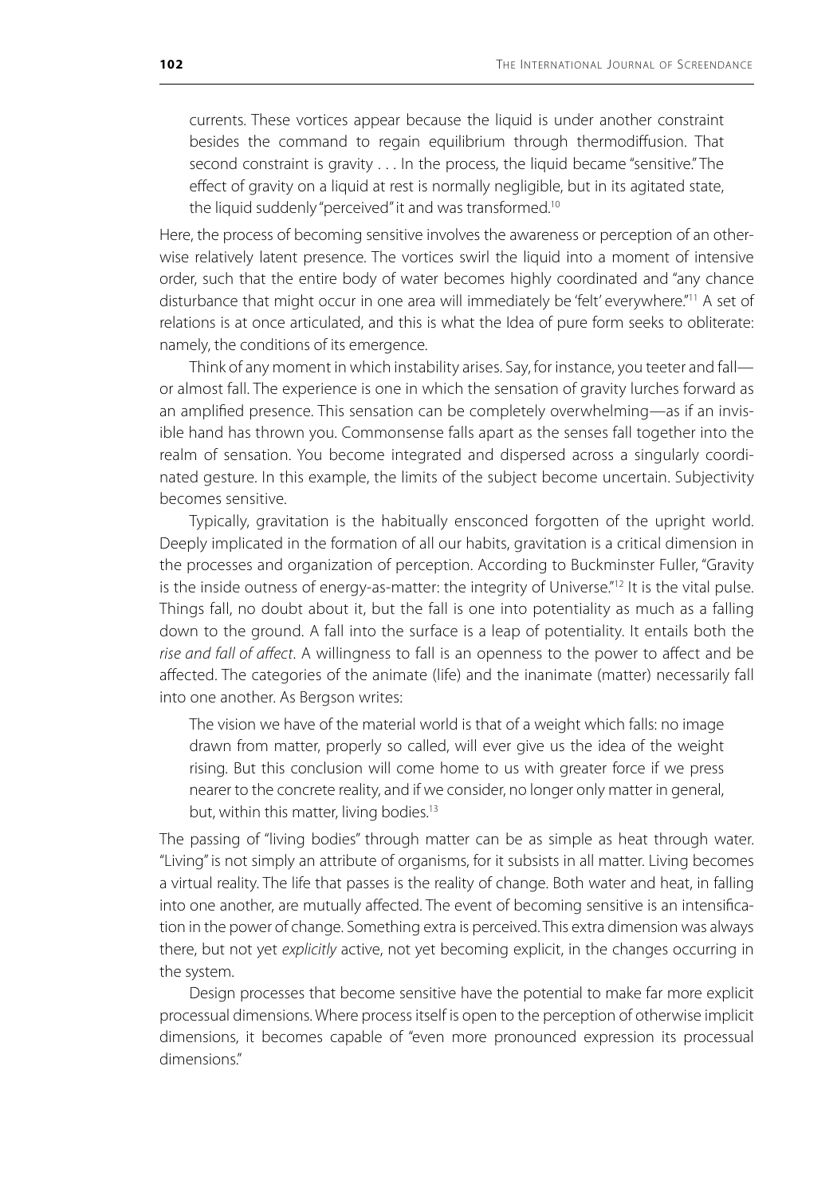> currents. These vortices appear because the liquid is under another constraint besides the command to regain equilibrium through thermodiffusion. That second constraint is gravity . . . In the process, the liquid became "sensitive." The effect of gravity on a liquid at rest is normally negligible, but in its agitated state, the liquid suddenly "perceived" it and was transformed.[10]

Here, the process of becoming sensitive involves the awareness or perception of an otherwise relatively latent presence. The vortices swirl the liquid into a moment of intensive order, such that the entire body of water becomes highly coordinated and "any chance disturbance that might occur in one area will immediately be 'felt' everywhere."[11] A set of relations is at once articulated, and this is what the Idea of pure form seeks to obliterate: namely, the conditions of its emergence.

Think of any moment in which instability arises. Say, for instance, you teeter and fall—or almost fall. The experience is one in which the sensation of gravity lurches forward as an amplified presence. This sensation can be completely overwhelming—as if an invisible hand has thrown you. Commonsense falls apart as the senses fall together into the realm of sensation. You become integrated and dispersed across a singularly coordinated gesture. In this example, the limits of the subject become uncertain. Subjectivity becomes sensitive.

Typically, gravitation is the habitually ensconced forgotten of the upright world. Deeply implicated in the formation of all our habits, gravitation is a critical dimension in the processes and organization of perception. According to Buckminster Fuller, "Gravity is the inside outness of energy-as-matter: the integrity of Universe."[12] It is the vital pulse. Things fall, no doubt about it, but the fall is one into potentiality as much as a falling down to the ground. A fall into the surface is a leap of potentiality. It entails both the *rise and fall of affect*. A willingness to fall is an openness to the power to affect and be affected. The categories of the animate (life) and the inanimate (matter) necessarily fall into one another. As Bergson writes:

> The vision we have of the material world is that of a weight which falls: no image drawn from matter, properly so called, will ever give us the idea of the weight rising. But this conclusion will come home to us with greater force if we press nearer to the concrete reality, and if we consider, no longer only matter in general, but, within this matter, living bodies.[13]

The passing of "living bodies" through matter can be as simple as heat through water. "Living" is not simply an attribute of organisms, for it subsists in all matter. Living becomes a virtual reality. The life that passes is the reality of change. Both water and heat, in falling into one another, are mutually affected. The event of becoming sensitive is an intensification in the power of change. Something extra is perceived. This extra dimension was always there, but not yet *explicitly* active, not yet becoming explicit, in the changes occurring in the system.

Design processes that become sensitive have the potential to make far more explicit processual dimensions. Where process itself is open to the perception of otherwise implicit dimensions, it becomes capable of "even more pronounced expression its processual dimensions."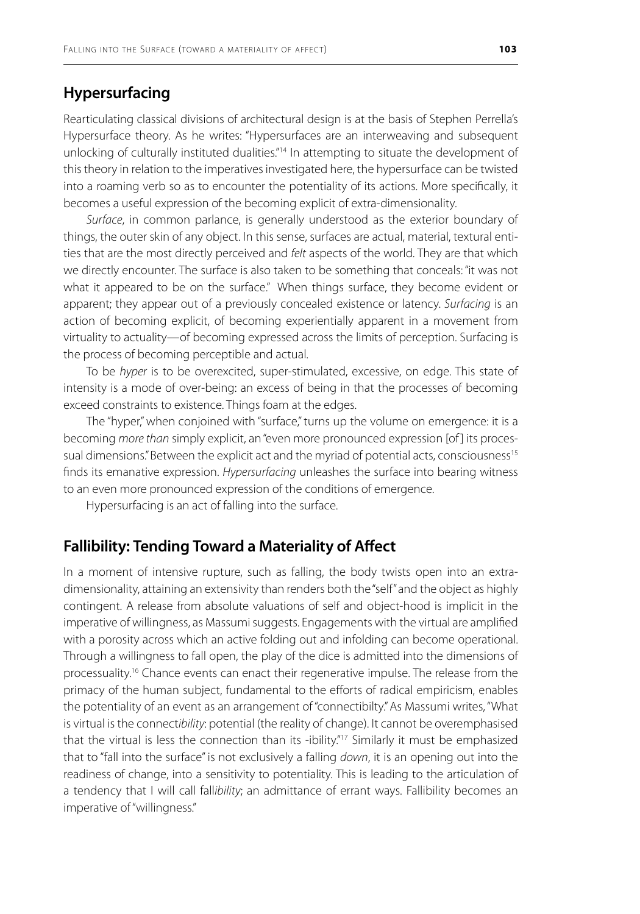## Hypersurfacing

Rearticulating classical divisions of architectural design is at the basis of Stephen Perrella's Hypersurface theory. As he writes: "Hypersurfaces are an interweaving and subsequent unlocking of culturally instituted dualities."[14] In attempting to situate the development of this theory in relation to the imperatives investigated here, the hypersurface can be twisted into a roaming verb so as to encounter the potentiality of its actions. More specifically, it becomes a useful expression of the becoming explicit of extra-dimensionality.

*Surface*, in common parlance, is generally understood as the exterior boundary of things, the outer skin of any object. In this sense, surfaces are actual, material, textural entities that are the most directly perceived and *felt* aspects of the world. They are that which we directly encounter. The surface is also taken to be something that conceals: "it was not what it appeared to be on the surface." When things surface, they become evident or apparent; they appear out of a previously concealed existence or latency. *Surfacing* is an action of becoming explicit, of becoming experientially apparent in a movement from virtuality to actuality—of becoming expressed across the limits of perception. Surfacing is the process of becoming perceptible and actual.

To be *hyper* is to be overexcited, super-stimulated, excessive, on edge. This state of intensity is a mode of over-being: an excess of being in that the processes of becoming exceed constraints to existence. Things foam at the edges.

The "hyper," when conjoined with "surface," turns up the volume on emergence: it is a becoming *more than* simply explicit, an "even more pronounced expression [of] its processual dimensions." Between the explicit act and the myriad of potential acts, consciousness[15] finds its emanative expression. *Hypersurfacing* unleashes the surface into bearing witness to an even more pronounced expression of the conditions of emergence.

Hypersurfacing is an act of falling into the surface.

## Fallibility: Tending Toward a Materiality of Affect

In a moment of intensive rupture, such as falling, the body twists open into an extra-dimensionality, attaining an extensivity than renders both the "self" and the object as highly contingent. A release from absolute valuations of self and object-hood is implicit in the imperative of willingness, as Massumi suggests. Engagements with the virtual are amplified with a porosity across which an active folding out and infolding can become operational. Through a willingness to fall open, the play of the dice is admitted into the dimensions of processuality.[16] Chance events can enact their regenerative impulse. The release from the primacy of the human subject, fundamental to the efforts of radical empiricism, enables the potentiality of an event as an arrangement of "connectibilty." As Massumi writes, "What is virtual is the connect*ibility*: potential (the reality of change). It cannot be overemphasised that the virtual is less the connection than its -ibility."[17] Similarly it must be emphasized that to "fall into the surface" is not exclusively a falling *down*, it is an opening out into the readiness of change, into a sensitivity to potentiality. This is leading to the articulation of a tendency that I will call fall*ibility*; an admittance of errant ways. Fallibility becomes an imperative of "willingness."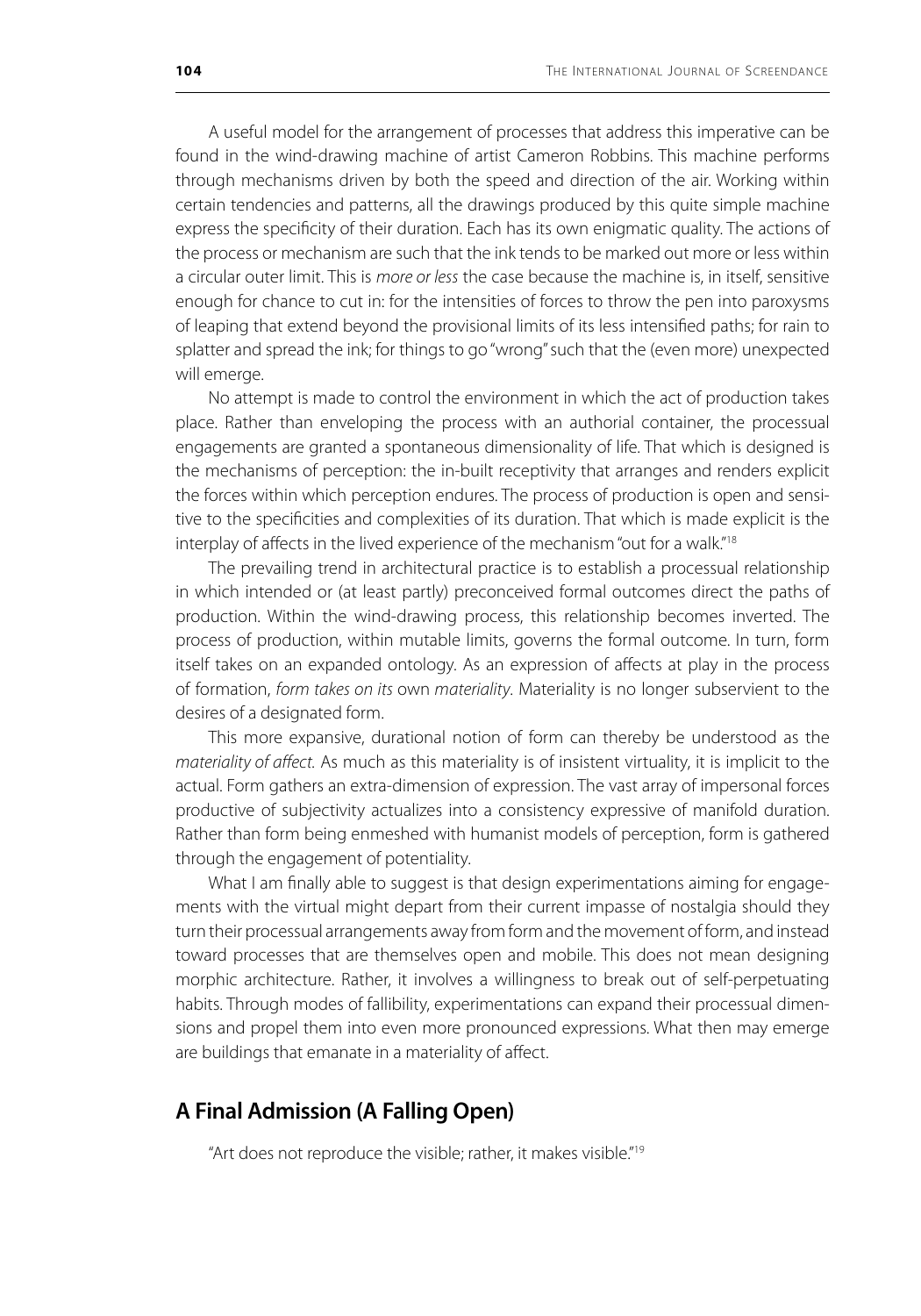A useful model for the arrangement of processes that address this imperative can be found in the wind-drawing machine of artist Cameron Robbins. This machine performs through mechanisms driven by both the speed and direction of the air. Working within certain tendencies and patterns, all the drawings produced by this quite simple machine express the specificity of their duration. Each has its own enigmatic quality. The actions of the process or mechanism are such that the ink tends to be marked out more or less within a circular outer limit. This is *more or less* the case because the machine is, in itself, sensitive enough for chance to cut in: for the intensities of forces to throw the pen into paroxysms of leaping that extend beyond the provisional limits of its less intensified paths; for rain to splatter and spread the ink; for things to go "wrong" such that the (even more) unexpected will emerge.

No attempt is made to control the environment in which the act of production takes place. Rather than enveloping the process with an authorial container, the processual engagements are granted a spontaneous dimensionality of life. That which is designed is the mechanisms of perception: the in-built receptivity that arranges and renders explicit the forces within which perception endures. The process of production is open and sensitive to the specificities and complexities of its duration. That which is made explicit is the interplay of affects in the lived experience of the mechanism "out for a walk."[18]

The prevailing trend in architectural practice is to establish a processual relationship in which intended or (at least partly) preconceived formal outcomes direct the paths of production. Within the wind-drawing process, this relationship becomes inverted. The process of production, within mutable limits, governs the formal outcome. In turn, form itself takes on an expanded ontology. As an expression of affects at play in the process of formation, *form takes on its* own *materiality*. Materiality is no longer subservient to the desires of a designated form.

This more expansive, durational notion of form can thereby be understood as the *materiality of affect*. As much as this materiality is of insistent virtuality, it is implicit to the actual. Form gathers an extra-dimension of expression. The vast array of impersonal forces productive of subjectivity actualizes into a consistency expressive of manifold duration. Rather than form being enmeshed with humanist models of perception, form is gathered through the engagement of potentiality.

What I am finally able to suggest is that design experimentations aiming for engagements with the virtual might depart from their current impasse of nostalgia should they turn their processual arrangements away from form and the movement of form, and instead toward processes that are themselves open and mobile. This does not mean designing morphic architecture. Rather, it involves a willingness to break out of self-perpetuating habits. Through modes of fallibility, experimentations can expand their processual dimensions and propel them into even more pronounced expressions. What then may emerge are buildings that emanate in a materiality of affect.

## A Final Admission (A Falling Open)

"Art does not reproduce the visible; rather, it makes visible."[19]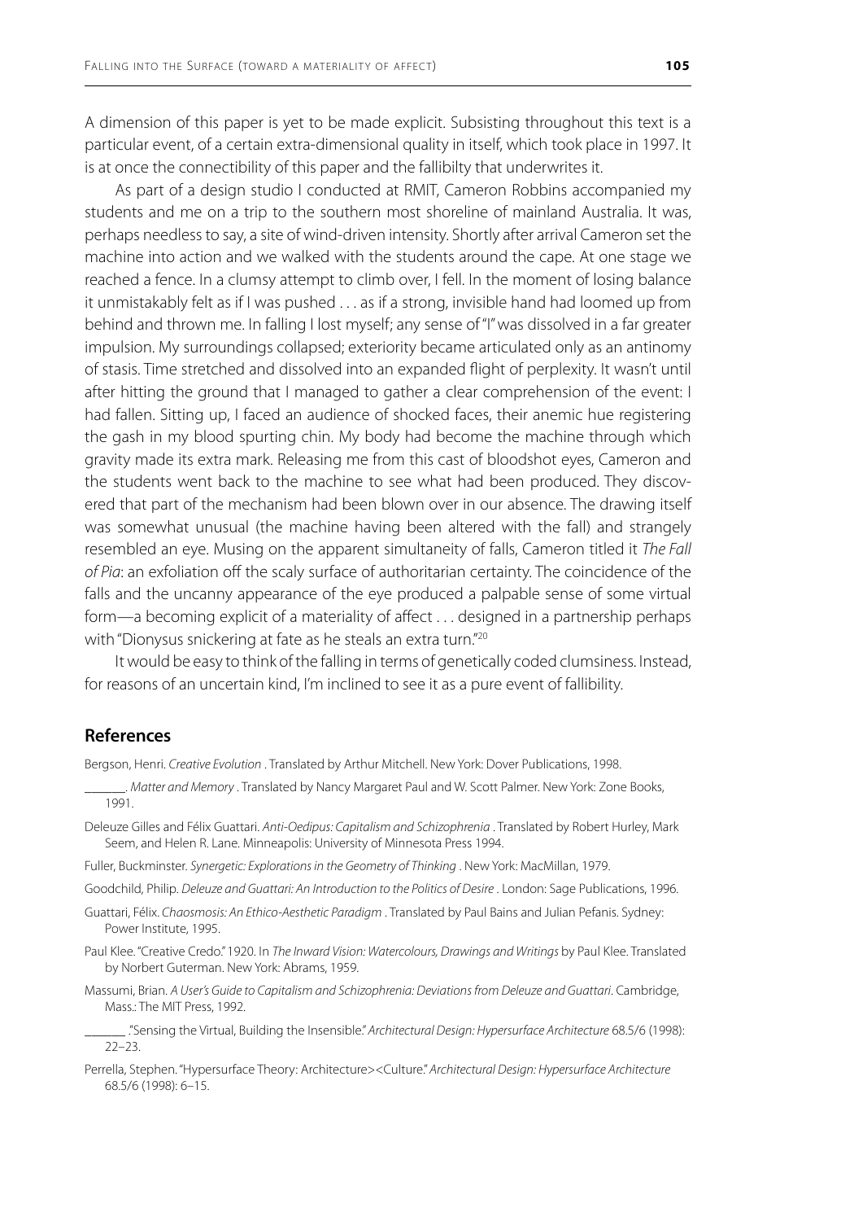A dimension of this paper is yet to be made explicit. Subsisting throughout this text is a particular event, of a certain extra-dimensional quality in itself, which took place in 1997. It is at once the connectibility of this paper and the fallibilty that underwrites it.

As part of a design studio I conducted at RMIT, Cameron Robbins accompanied my students and me on a trip to the southern most shoreline of mainland Australia. It was, perhaps needless to say, a site of wind-driven intensity. Shortly after arrival Cameron set the machine into action and we walked with the students around the cape. At one stage we reached a fence. In a clumsy attempt to climb over, I fell. In the moment of losing balance it unmistakably felt as if I was pushed . . . as if a strong, invisible hand had loomed up from behind and thrown me. In falling I lost myself; any sense of "I" was dissolved in a far greater impulsion. My surroundings collapsed; exteriority became articulated only as an antinomy of stasis. Time stretched and dissolved into an expanded flight of perplexity. It wasn't until after hitting the ground that I managed to gather a clear comprehension of the event: I had fallen. Sitting up, I faced an audience of shocked faces, their anemic hue registering the gash in my blood spurting chin. My body had become the machine through which gravity made its extra mark. Releasing me from this cast of bloodshot eyes, Cameron and the students went back to the machine to see what had been produced. They discovered that part of the mechanism had been blown over in our absence. The drawing itself was somewhat unusual (the machine having been altered with the fall) and strangely resembled an eye. Musing on the apparent simultaneity of falls, Cameron titled it *The Fall of Pia*: an exfoliation off the scaly surface of authoritarian certainty. The coincidence of the falls and the uncanny appearance of the eye produced a palpable sense of some virtual form—a becoming explicit of a materiality of affect . . . designed in a partnership perhaps with "Dionysus snickering at fate as he steals an extra turn."[20]

It would be easy to think of the falling in terms of genetically coded clumsiness. Instead, for reasons of an uncertain kind, I'm inclined to see it as a pure event of fallibility.

## References

Bergson, Henri. *Creative Evolution* . Translated by Arthur Mitchell. New York: Dover Publications, 1998.

\_\_\_\_\_\_. *Matter and Memory* . Translated by Nancy Margaret Paul and W. Scott Palmer. New York: Zone Books, 1991.

Deleuze Gilles and Félix Guattari. *Anti-Oedipus: Capitalism and Schizophrenia* . Translated by Robert Hurley, Mark Seem, and Helen R. Lane. Minneapolis: University of Minnesota Press 1994.

Fuller, Buckminster. *Synergetic: Explorations in the Geometry of Thinking* . New York: MacMillan, 1979.

Goodchild, Philip. *Deleuze and Guattari: An Introduction to the Politics of Desire* . London: Sage Publications, 1996.

Guattari, Félix. *Chaosmosis: An Ethico-Aesthetic Paradigm* . Translated by Paul Bains and Julian Pefanis. Sydney: Power Institute, 1995.

Paul Klee. "Creative Credo." 1920. In *The Inward Vision: Watercolours, Drawings and Writings* by Paul Klee. Translated by Norbert Guterman. New York: Abrams, 1959.

Massumi, Brian. *A User's Guide to Capitalism and Schizophrenia: Deviations from Deleuze and Guattari*. Cambridge, Mass.: The MIT Press, 1992.

\_\_\_\_\_\_ ."Sensing the Virtual, Building the Insensible." *Architectural Design: Hypersurface Architecture* 68.5/6 (1998): 22–23.

Perrella, Stephen. "Hypersurface Theory: Architecture><Culture." *Architectural Design: Hypersurface Architecture* 68.5/6 (1998): 6–15.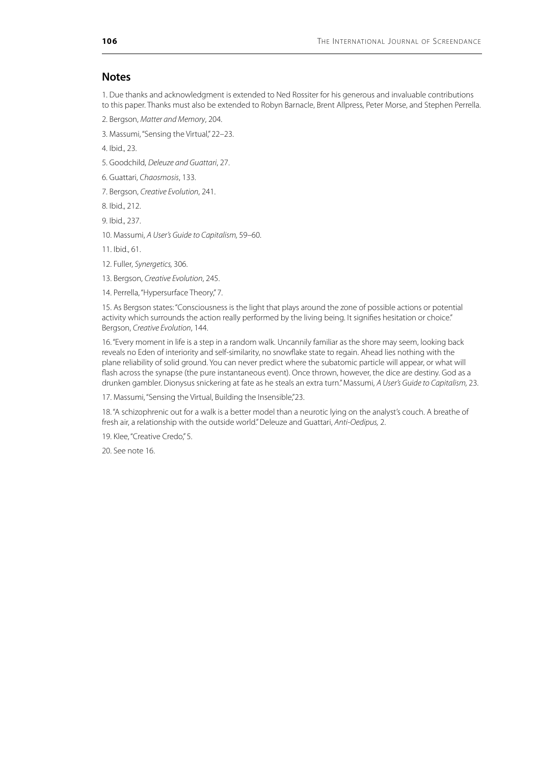## Notes

1. Due thanks and acknowledgment is extended to Ned Rossiter for his generous and invaluable contributions to this paper. Thanks must also be extended to Robyn Barnacle, Brent Allpress, Peter Morse, and Stephen Perrella.

2. Bergson, *Matter and Memory*, 204.

3. Massumi, "Sensing the Virtual," 22–23.

4. Ibid., 23.

5. Goodchild, *Deleuze and Guattari*, 27.

6. Guattari, *Chaosmosis*, 133.

7. Bergson, *Creative Evolution*, 241.

8. Ibid., 212.

9. Ibid., 237.

10. Massumi, *A User's Guide to Capitalism*, 59–60.

11. Ibid., 61.

12. Fuller, *Synergetics*, 306.

13. Bergson, *Creative Evolution*, 245.

14. Perrella, "Hypersurface Theory," 7.

15. As Bergson states: "Consciousness is the light that plays around the zone of possible actions or potential activity which surrounds the action really performed by the living being. It signifies hesitation or choice." Bergson, *Creative Evolution*, 144.

16. "Every moment in life is a step in a random walk. Uncannily familiar as the shore may seem, looking back reveals no Eden of interiority and self-similarity, no snowflake state to regain. Ahead lies nothing with the plane reliability of solid ground. You can never predict where the subatomic particle will appear, or what will flash across the synapse (the pure instantaneous event). Once thrown, however, the dice are destiny. God as a drunken gambler. Dionysus snickering at fate as he steals an extra turn." Massumi, *A User's Guide to Capitalism*, 23.

17. Massumi, "Sensing the Virtual, Building the Insensible," 23.

18. "A schizophrenic out for a walk is a better model than a neurotic lying on the analyst's couch. A breathe of fresh air, a relationship with the outside world." Deleuze and Guattari, *Anti-Oedipus*, 2.

19. Klee, "Creative Credo," 5.

20. See note 16.